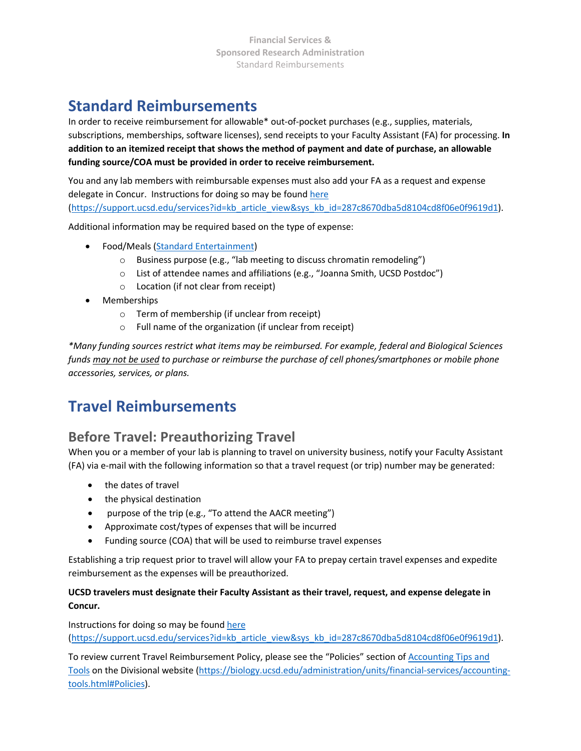# Standard Reimbursements

In order to receive reimbursement for allowable* out-of-pocket purchases (e.g., supplies, materials, subscriptions, memberships, software licenses), send receipts to your Faculty Assistant (FA) for processing. **In addition to an itemized receipt that shows the method of payment and date of purchase, an allowable funding source/COA must be provided in order to receive reimbursement.**

You and any lab members with reimbursable expenses must also add your FA as a request and expense delegate in Concur. Instructions for doing so may be found [here](https://support.ucsd.edu/services?id=kb_article_view&sys_kb_id=287c8670dba5d8104cd8f06e0f9619d1) (https://support.ucsd.edu/services?id=kb_article_view&sys_kb_id=287c8670dba5d8104cd8f06e0f9619d1).

Additional information may be required based on the type of expense:

- Food/Meals (Standard Entertainment)
  - Business purpose (e.g., "lab meeting to discuss chromatin remodeling")
  - List of attendee names and affiliations (e.g., "Joanna Smith, UCSD Postdoc")
  - Location (if not clear from receipt)
- Memberships
  - Term of membership (if unclear from receipt)
  - Full name of the organization (if unclear from receipt)

*\*Many funding sources restrict what items may be reimbursed. For example, federal and Biological Sciences funds <u>may not be used</u> to purchase or reimburse the purchase of cell phones/smartphones or mobile phone accessories, services, or plans.*

# Travel Reimbursements

## Before Travel: Preauthorizing Travel

When you or a member of your lab is planning to travel on university business, notify your Faculty Assistant (FA) via e-mail with the following information so that a travel request (or trip) number may be generated:

- the dates of travel
- the physical destination
- purpose of the trip (e.g., "To attend the AACR meeting")
- Approximate cost/types of expenses that will be incurred
- Funding source (COA) that will be used to reimburse travel expenses

Establishing a trip request prior to travel will allow your FA to prepay certain travel expenses and expedite reimbursement as the expenses will be preauthorized.

**UCSD travelers must designate their Faculty Assistant as their travel, request, and expense delegate in Concur.**

Instructions for doing so may be found [here](https://support.ucsd.edu/services?id=kb_article_view&sys_kb_id=287c8670dba5d8104cd8f06e0f9619d1) (https://support.ucsd.edu/services?id=kb_article_view&sys_kb_id=287c8670dba5d8104cd8f06e0f9619d1).

To review current Travel Reimbursement Policy, please see the "Policies" section of [Accounting Tips and Tools](https://biology.ucsd.edu/administration/units/financial-services/accounting-tools.html#Policies) on the Divisional website (https://biology.ucsd.edu/administration/units/financial-services/accounting-tools.html#Policies).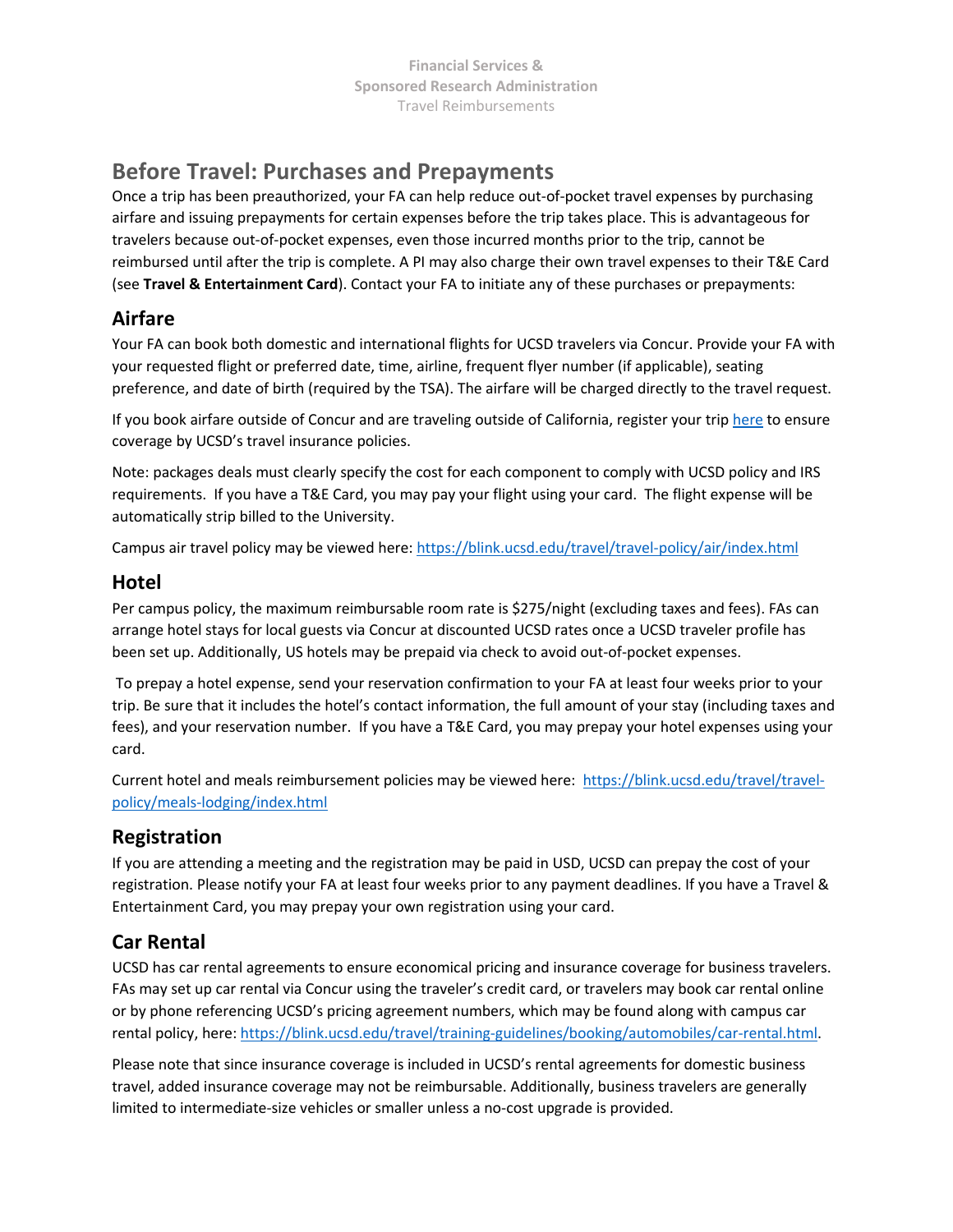## Before Travel: Purchases and Prepayments

Once a trip has been preauthorized, your FA can help reduce out-of-pocket travel expenses by purchasing airfare and issuing prepayments for certain expenses before the trip takes place. This is advantageous for travelers because out-of-pocket expenses, even those incurred months prior to the trip, cannot be reimbursed until after the trip is complete. A PI may also charge their own travel expenses to their T&E Card (see **Travel & Entertainment Card**). Contact your FA to initiate any of these purchases or prepayments:

### Airfare

Your FA can book both domestic and international flights for UCSD travelers via Concur. Provide your FA with your requested flight or preferred date, time, airline, frequent flyer number (if applicable), seating preference, and date of birth (required by the TSA). The airfare will be charged directly to the travel request.

If you book airfare outside of Concur and are traveling outside of California, register your trip here to ensure coverage by UCSD's travel insurance policies.

Note: packages deals must clearly specify the cost for each component to comply with UCSD policy and IRS requirements. If you have a T&E Card, you may pay your flight using your card. The flight expense will be automatically strip billed to the University.

Campus air travel policy may be viewed here: https://blink.ucsd.edu/travel/travel-policy/air/index.html

### Hotel

Per campus policy, the maximum reimbursable room rate is $275/night (excluding taxes and fees). FAs can arrange hotel stays for local guests via Concur at discounted UCSD rates once a UCSD traveler profile has been set up. Additionally, US hotels may be prepaid via check to avoid out-of-pocket expenses.

To prepay a hotel expense, send your reservation confirmation to your FA at least four weeks prior to your trip. Be sure that it includes the hotel's contact information, the full amount of your stay (including taxes and fees), and your reservation number. If you have a T&E Card, you may prepay your hotel expenses using your card.

Current hotel and meals reimbursement policies may be viewed here: https://blink.ucsd.edu/travel/travel-policy/meals-lodging/index.html

### Registration

If you are attending a meeting and the registration may be paid in USD, UCSD can prepay the cost of your registration. Please notify your FA at least four weeks prior to any payment deadlines. If you have a Travel & Entertainment Card, you may prepay your own registration using your card.

### Car Rental

UCSD has car rental agreements to ensure economical pricing and insurance coverage for business travelers. FAs may set up car rental via Concur using the traveler's credit card, or travelers may book car rental online or by phone referencing UCSD's pricing agreement numbers, which may be found along with campus car rental policy, here: https://blink.ucsd.edu/travel/training-guidelines/booking/automobiles/car-rental.html.

Please note that since insurance coverage is included in UCSD's rental agreements for domestic business travel, added insurance coverage may not be reimbursable. Additionally, business travelers are generally limited to intermediate-size vehicles or smaller unless a no-cost upgrade is provided.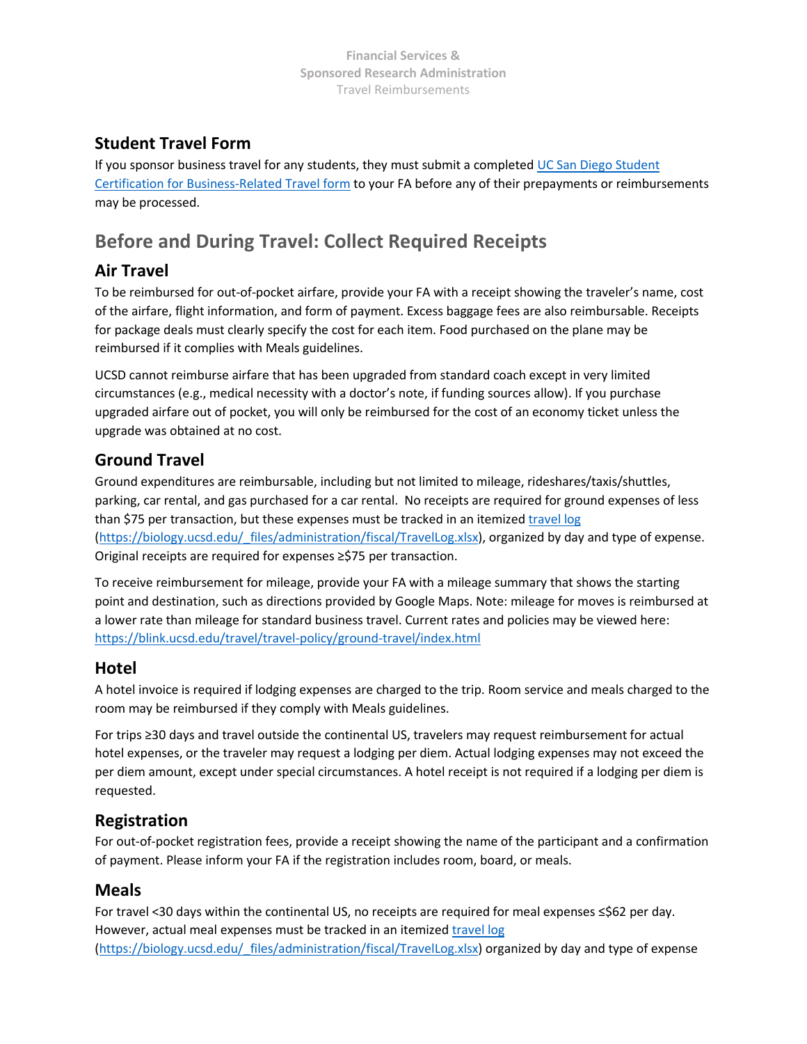## Student Travel Form

If you sponsor business travel for any students, they must submit a completed [UC San Diego Student Certification for Business-Related Travel form](#) to your FA before any of their prepayments or reimbursements may be processed.

# Before and During Travel: Collect Required Receipts

## Air Travel

To be reimbursed for out-of-pocket airfare, provide your FA with a receipt showing the traveler's name, cost of the airfare, flight information, and form of payment. Excess baggage fees are also reimbursable. Receipts for package deals must clearly specify the cost for each item. Food purchased on the plane may be reimbursed if it complies with Meals guidelines.

UCSD cannot reimburse airfare that has been upgraded from standard coach except in very limited circumstances (e.g., medical necessity with a doctor's note, if funding sources allow). If you purchase upgraded airfare out of pocket, you will only be reimbursed for the cost of an economy ticket unless the upgrade was obtained at no cost.

## Ground Travel

Ground expenditures are reimbursable, including but not limited to mileage, rideshares/taxis/shuttles, parking, car rental, and gas purchased for a car rental. No receipts are required for ground expenses of less than $75 per transaction, but these expenses must be tracked in an itemized travel log (https://biology.ucsd.edu/_files/administration/fiscal/TravelLog.xlsx), organized by day and type of expense. Original receipts are required for expenses ≥$75 per transaction.

To receive reimbursement for mileage, provide your FA with a mileage summary that shows the starting point and destination, such as directions provided by Google Maps. Note: mileage for moves is reimbursed at a lower rate than mileage for standard business travel. Current rates and policies may be viewed here: https://blink.ucsd.edu/travel/travel-policy/ground-travel/index.html

## Hotel

A hotel invoice is required if lodging expenses are charged to the trip. Room service and meals charged to the room may be reimbursed if they comply with Meals guidelines.

For trips ≥30 days and travel outside the continental US, travelers may request reimbursement for actual hotel expenses, or the traveler may request a lodging per diem. Actual lodging expenses may not exceed the per diem amount, except under special circumstances. A hotel receipt is not required if a lodging per diem is requested.

## Registration

For out-of-pocket registration fees, provide a receipt showing the name of the participant and a confirmation of payment. Please inform your FA if the registration includes room, board, or meals.

## Meals

For travel <30 days within the continental US, no receipts are required for meal expenses ≤$62 per day. However, actual meal expenses must be tracked in an itemized travel log (https://biology.ucsd.edu/_files/administration/fiscal/TravelLog.xlsx) organized by day and type of expense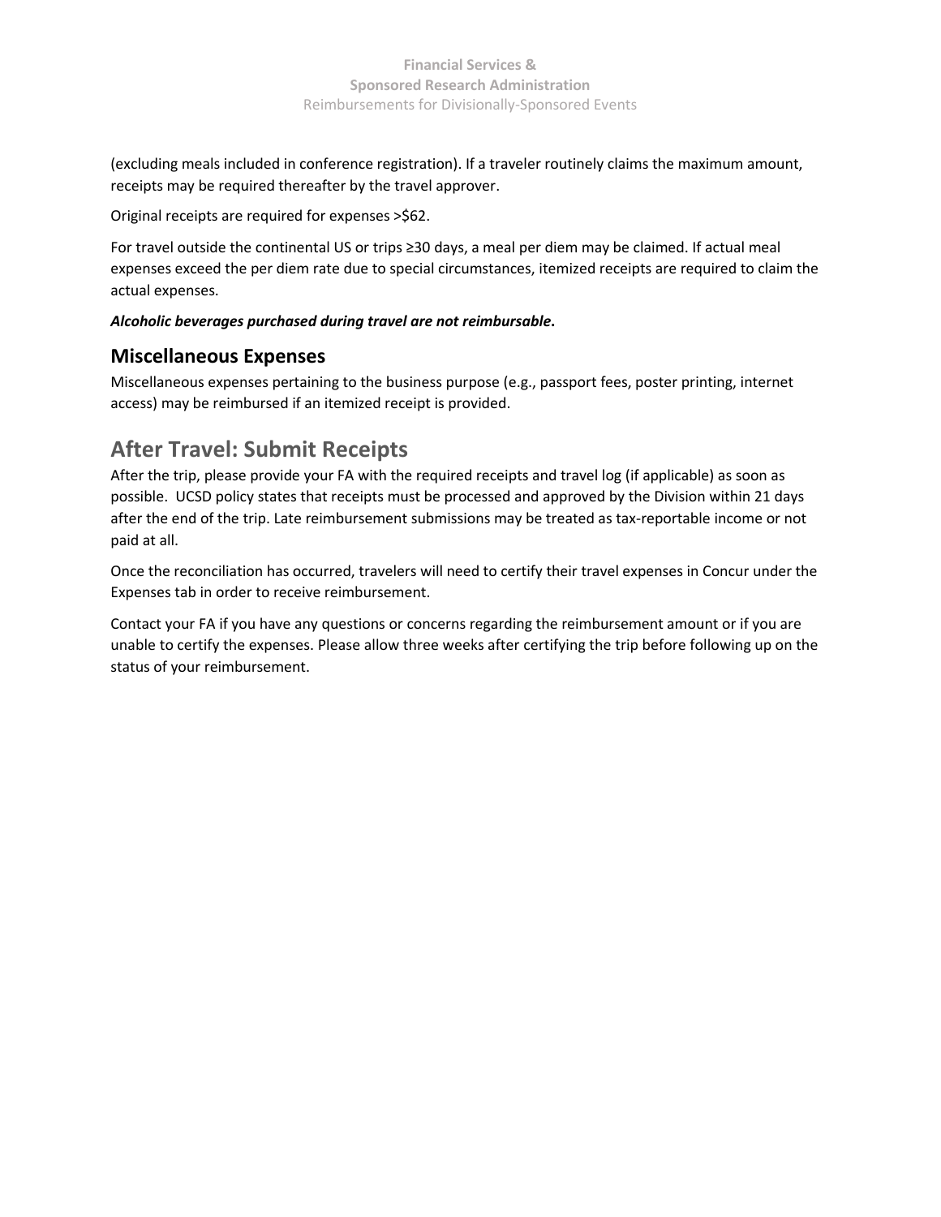(excluding meals included in conference registration). If a traveler routinely claims the maximum amount, receipts may be required thereafter by the travel approver.

Original receipts are required for expenses >$62.

For travel outside the continental US or trips ≥30 days, a meal per diem may be claimed. If actual meal expenses exceed the per diem rate due to special circumstances, itemized receipts are required to claim the actual expenses.

***Alcoholic beverages purchased during travel are not reimbursable*.**

### Miscellaneous Expenses

Miscellaneous expenses pertaining to the business purpose (e.g., passport fees, poster printing, internet access) may be reimbursed if an itemized receipt is provided.

## After Travel: Submit Receipts

After the trip, please provide your FA with the required receipts and travel log (if applicable) as soon as possible. UCSD policy states that receipts must be processed and approved by the Division within 21 days after the end of the trip. Late reimbursement submissions may be treated as tax-reportable income or not paid at all.

Once the reconciliation has occurred, travelers will need to certify their travel expenses in Concur under the Expenses tab in order to receive reimbursement.

Contact your FA if you have any questions or concerns regarding the reimbursement amount or if you are unable to certify the expenses. Please allow three weeks after certifying the trip before following up on the status of your reimbursement.